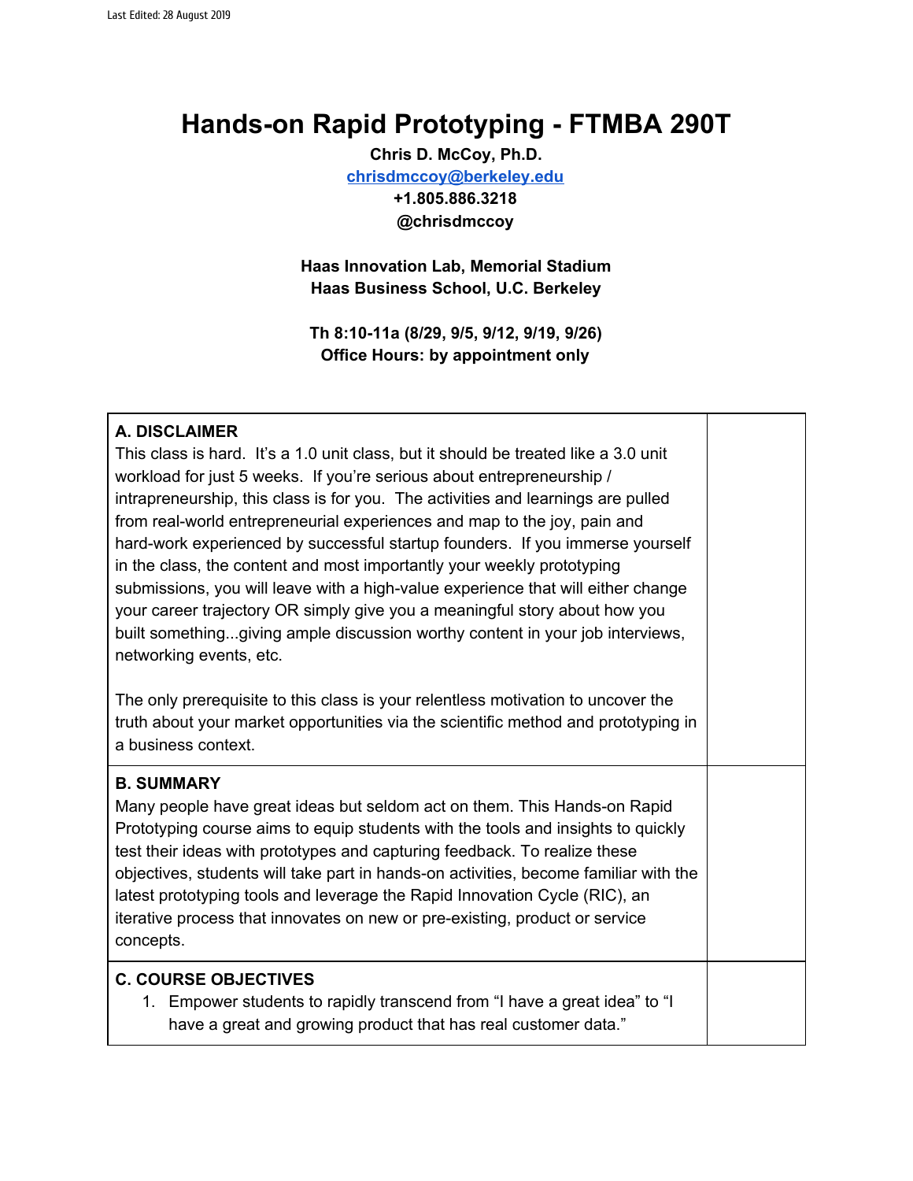Last Edited: 28 August 2019

# Hands-on Rapid Prototyping - FTMBA 290T

**Chris D. McCoy, Ph.D.**
**chrisdmccoy@berkeley.edu**
**+1.805.886.3218**
**@chrisdmccoy**

**Haas Innovation Lab, Memorial Stadium**
**Haas Business School, U.C. Berkeley**

**Th 8:10-11a (8/29, 9/5, 9/12, 9/19, 9/26)**
**Office Hours: by appointment only**

## A. DISCLAIMER

This class is hard. It's a 1.0 unit class, but it should be treated like a 3.0 unit workload for just 5 weeks. If you're serious about entrepreneurship / intrapreneurship, this class is for you. The activities and learnings are pulled from real-world entrepreneurial experiences and map to the joy, pain and hard-work experienced by successful startup founders. If you immerse yourself in the class, the content and most importantly your weekly prototyping submissions, you will leave with a high-value experience that will either change your career trajectory OR simply give you a meaningful story about how you built something...giving ample discussion worthy content in your job interviews, networking events, etc.

The only prerequisite to this class is your relentless motivation to uncover the truth about your market opportunities via the scientific method and prototyping in a business context.

## B. SUMMARY

Many people have great ideas but seldom act on them. This Hands-on Rapid Prototyping course aims to equip students with the tools and insights to quickly test their ideas with prototypes and capturing feedback. To realize these objectives, students will take part in hands-on activities, become familiar with the latest prototyping tools and leverage the Rapid Innovation Cycle (RIC), an iterative process that innovates on new or pre-existing, product or service concepts.

## C. COURSE OBJECTIVES

1. Empower students to rapidly transcend from "I have a great idea" to "I have a great and growing product that has real customer data."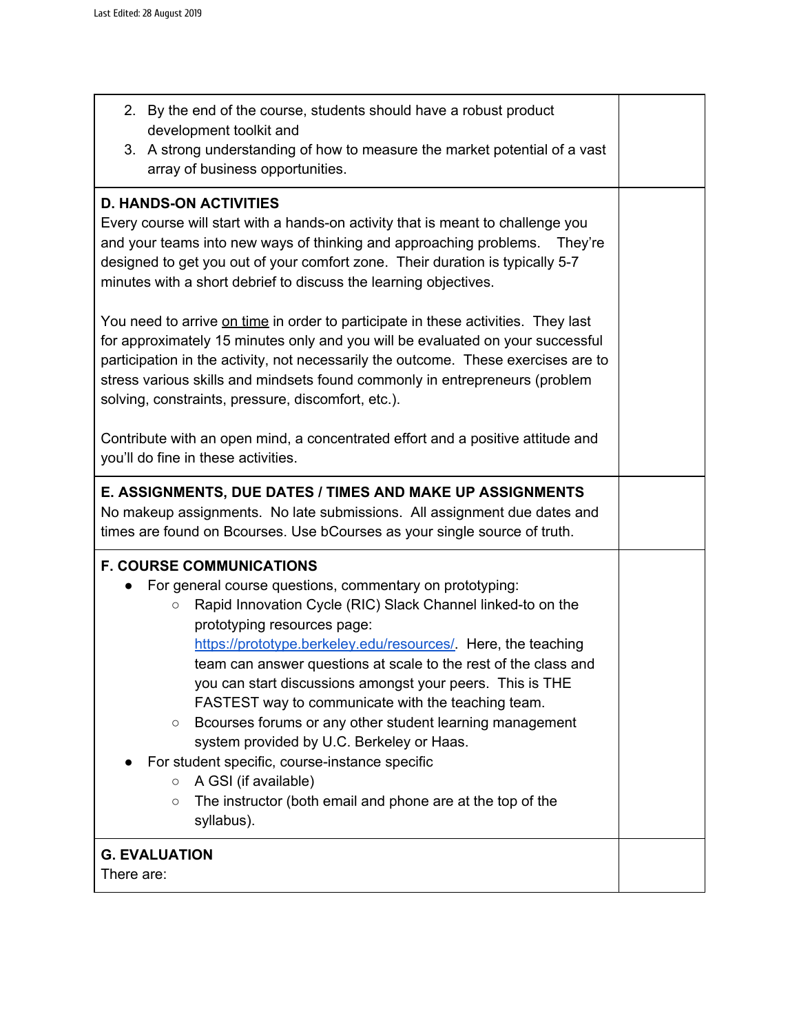2. By the end of the course, students should have a robust product development toolkit and
3. A strong understanding of how to measure the market potential of a vast array of business opportunities.

**D. HANDS-ON ACTIVITIES**

Every course will start with a hands-on activity that is meant to challenge you and your teams into new ways of thinking and approaching problems. They're designed to get you out of your comfort zone. Their duration is typically 5-7 minutes with a short debrief to discuss the learning objectives.

You need to arrive on time in order to participate in these activities. They last for approximately 15 minutes only and you will be evaluated on your successful participation in the activity, not necessarily the outcome. These exercises are to stress various skills and mindsets found commonly in entrepreneurs (problem solving, constraints, pressure, discomfort, etc.).

Contribute with an open mind, a concentrated effort and a positive attitude and you'll do fine in these activities.

**E. ASSIGNMENTS, DUE DATES / TIMES AND MAKE UP ASSIGNMENTS**

No makeup assignments. No late submissions. All assignment due dates and times are found on Bcourses. Use bCourses as your single source of truth.

**F. COURSE COMMUNICATIONS**

- For general course questions, commentary on prototyping:
  - Rapid Innovation Cycle (RIC) Slack Channel linked-to on the prototyping resources page: https://prototype.berkeley.edu/resources/. Here, the teaching team can answer questions at scale to the rest of the class and you can start discussions amongst your peers. This is THE FASTEST way to communicate with the teaching team.
  - Bcourses forums or any other student learning management system provided by U.C. Berkeley or Haas.
- For student specific, course-instance specific
  - A GSI (if available)
  - The instructor (both email and phone are at the top of the syllabus).

**G. EVALUATION**

There are: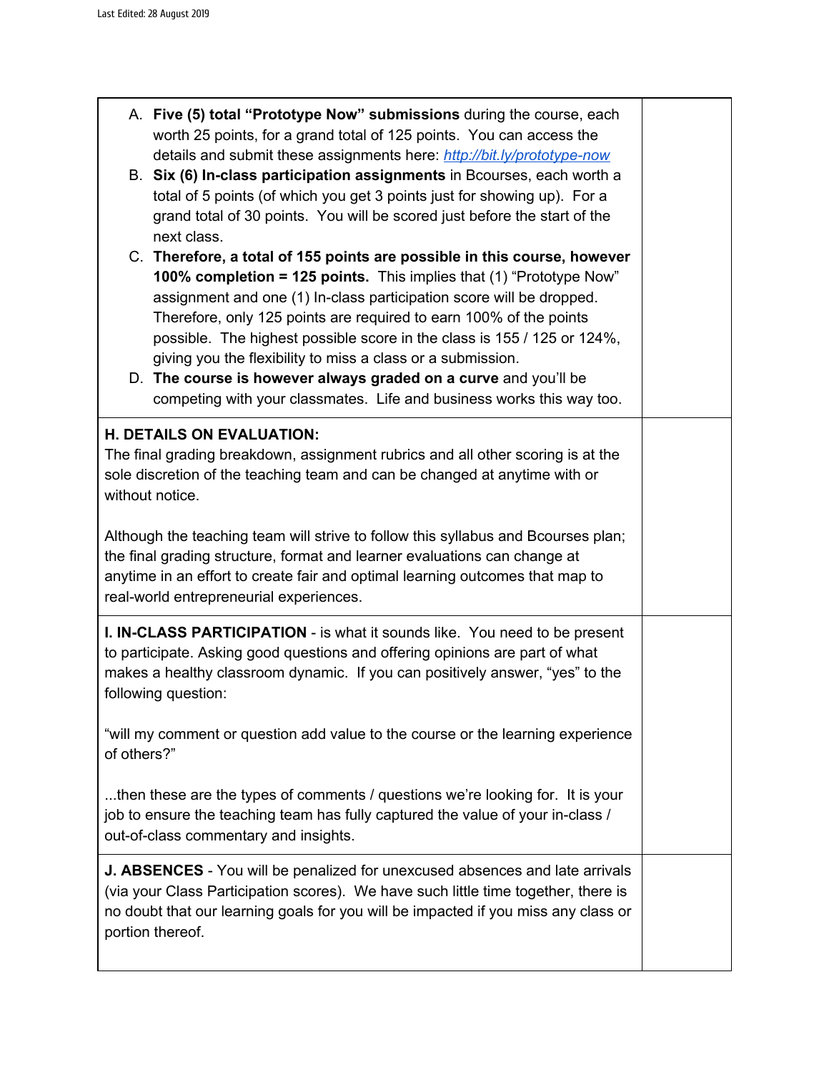A. **Five (5) total "Prototype Now" submissions** during the course, each worth 25 points, for a grand total of 125 points. You can access the details and submit these assignments here: *http://bit.ly/prototype-now*

B. **Six (6) In-class participation assignments** in Bcourses, each worth a total of 5 points (of which you get 3 points just for showing up). For a grand total of 30 points. You will be scored just before the start of the next class.

C. **Therefore, a total of 155 points are possible in this course, however 100% completion = 125 points.** This implies that (1) "Prototype Now" assignment and one (1) In-class participation score will be dropped. Therefore, only 125 points are required to earn 100% of the points possible. The highest possible score in the class is 155 / 125 or 124%, giving you the flexibility to miss a class or a submission.

D. **The course is however always graded on a curve** and you'll be competing with your classmates. Life and business works this way too.

**H. DETAILS ON EVALUATION:**

The final grading breakdown, assignment rubrics and all other scoring is at the sole discretion of the teaching team and can be changed at anytime with or without notice.

Although the teaching team will strive to follow this syllabus and Bcourses plan; the final grading structure, format and learner evaluations can change at anytime in an effort to create fair and optimal learning outcomes that map to real-world entrepreneurial experiences.

**I. IN-CLASS PARTICIPATION** - is what it sounds like. You need to be present to participate. Asking good questions and offering opinions are part of what makes a healthy classroom dynamic. If you can positively answer, "yes" to the following question:

"will my comment or question add value to the course or the learning experience of others?"

...then these are the types of comments / questions we're looking for. It is your job to ensure the teaching team has fully captured the value of your in-class / out-of-class commentary and insights.

**J. ABSENCES** - You will be penalized for unexcused absences and late arrivals (via your Class Participation scores). We have such little time together, there is no doubt that our learning goals for you will be impacted if you miss any class or portion thereof.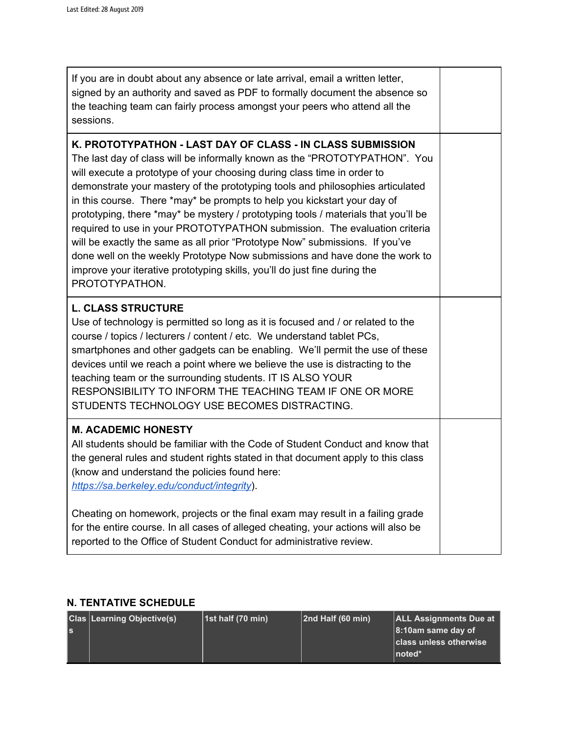| | |
|---|---|
| If you are in doubt about any absence or late arrival, email a written letter, signed by an authority and saved as PDF to formally document the absence so the teaching team can fairly process amongst your peers who attend all the sessions. | |
| **K. PROTOTYPATHON - LAST DAY OF CLASS - IN CLASS SUBMISSION** The last day of class will be informally known as the "PROTOTYPATHON". You will execute a prototype of your choosing during class time in order to demonstrate your mastery of the prototyping tools and philosophies articulated in this course. There *may* be prompts to help you kickstart your day of prototyping, there *may* be mystery / prototyping tools / materials that you'll be required to use in your PROTOTYPATHON submission. The evaluation criteria will be exactly the same as all prior "Prototype Now" submissions. If you've done well on the weekly Prototype Now submissions and have done the work to improve your iterative prototyping skills, you'll do just fine during the PROTOTYPATHON. | |
| **L. CLASS STRUCTURE** Use of technology is permitted so long as it is focused and / or related to the course / topics / lecturers / content / etc. We understand tablet PCs, smartphones and other gadgets can be enabling. We'll permit the use of these devices until we reach a point where we believe the use is distracting to the teaching team or the surrounding students. IT IS ALSO YOUR RESPONSIBILITY TO INFORM THE TEACHING TEAM IF ONE OR MORE STUDENTS TECHNOLOGY USE BECOMES DISTRACTING. | |
| **M. ACADEMIC HONESTY** All students should be familiar with the Code of Student Conduct and know that the general rules and student rights stated in that document apply to this class (know and understand the policies found here: [https://sa.berkeley.edu/conduct/integrity](https://sa.berkeley.edu/conduct/integrity)).<br><br>Cheating on homework, projects or the final exam may result in a failing grade for the entire course. In all cases of alleged cheating, your actions will also be reported to the Office of Student Conduct for administrative review. | |

## N. TENTATIVE SCHEDULE

| Class | Learning Objective(s) | 1st half (70 min) | 2nd Half (60 min) | ALL Assignments Due at 8:10am same day of class unless otherwise noted* |
|---|---|---|---|---|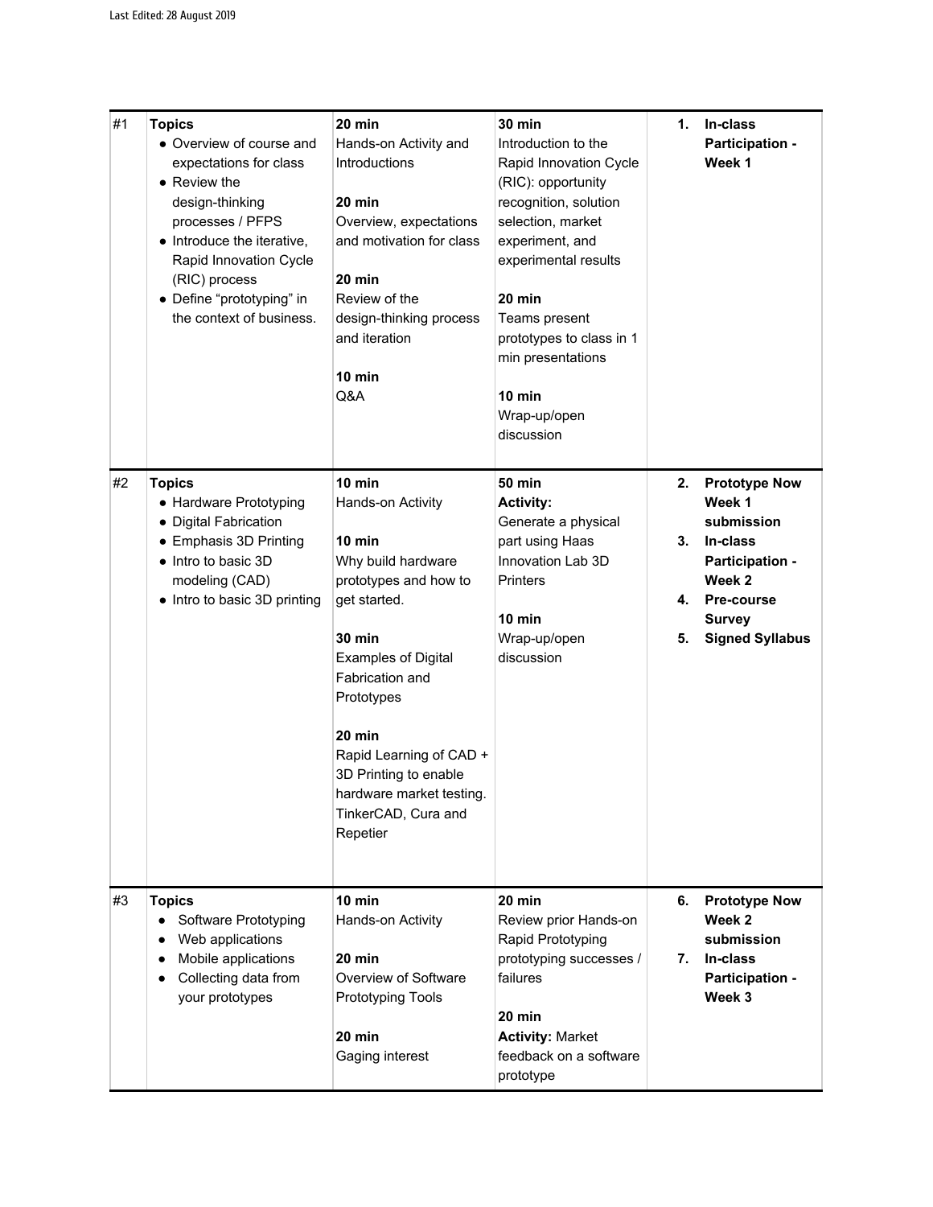| #1 | **Topics**<br>• Overview of course and expectations for class<br>• Review the design-thinking processes / PFPS<br>• Introduce the iterative, Rapid Innovation Cycle (RIC) process<br>• Define "prototyping" in the context of business. | **20 min**<br>Hands-on Activity and Introductions<br><br>**20 min**<br>Overview, expectations and motivation for class<br><br>**20 min**<br>Review of the design-thinking process and iteration<br><br>**10 min**<br>Q&A | **30 min**<br>Introduction to the Rapid Innovation Cycle (RIC): opportunity recognition, solution selection, market experiment, and experimental results<br><br>**20 min**<br>Teams present prototypes to class in 1 min presentations<br><br>**10 min**<br>Wrap-up/open discussion | 1. **In-class Participation - Week 1** |
|---|---|---|---|---|
| #2 | **Topics**<br>• Hardware Prototyping<br>• Digital Fabrication<br>• Emphasis 3D Printing<br>• Intro to basic 3D modeling (CAD)<br>• Intro to basic 3D printing | **10 min**<br>Hands-on Activity<br><br>**10 min**<br>Why build hardware prototypes and how to get started.<br><br>**30 min**<br>Examples of Digital Fabrication and Prototypes<br><br>**20 min**<br>Rapid Learning of CAD + 3D Printing to enable hardware market testing. TinkerCAD, Cura and Repetier | **50 min**<br>**Activity:**<br>Generate a physical part using Haas Innovation Lab 3D Printers<br><br>**10 min**<br>Wrap-up/open discussion | 2. **Prototype Now Week 1 submission**<br>3. **In-class Participation - Week 2**<br>4. **Pre-course Survey**<br>5. **Signed Syllabus** |
| #3 | **Topics**<br>• Software Prototyping<br>• Web applications<br>• Mobile applications<br>• Collecting data from your prototypes | **10 min**<br>Hands-on Activity<br><br>**20 min**<br>Overview of Software Prototyping Tools<br><br>**20 min**<br>Gaging interest | **20 min**<br>Review prior Hands-on Rapid Prototyping prototyping successes / failures<br><br>**20 min**<br>**Activity:** Market feedback on a software prototype | 6. **Prototype Now Week 2 submission**<br>7. **In-class Participation - Week 3** |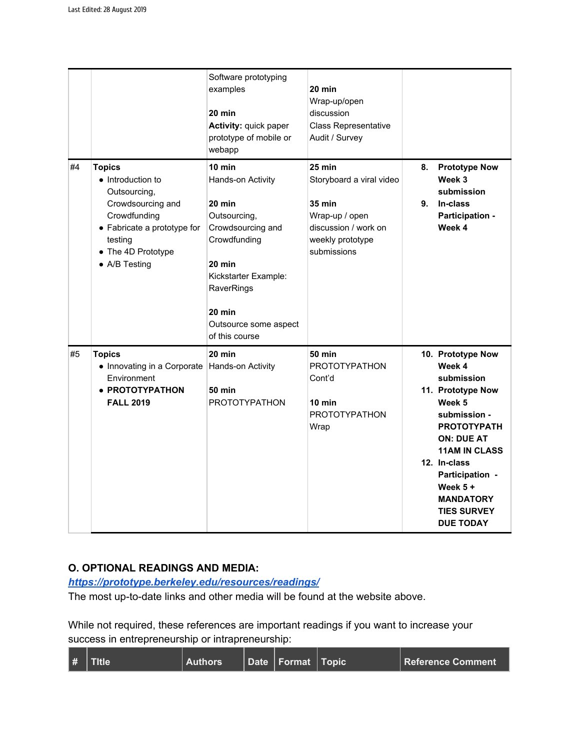| | | | | |
|---|---|---|---|---|
| | | Software prototyping examples<br><br>**20 min**<br>**Activity:** quick paper prototype of mobile or webapp | **20 min**<br>Wrap-up/open discussion<br>Class Representative Audit / Survey | |
| #4 | **Topics**<br>• Introduction to Outsourcing, Crowdsourcing and Crowdfunding<br>• Fabricate a prototype for testing<br>• The 4D Prototype<br>• A/B Testing | **10 min**<br>Hands-on Activity<br><br>**20 min**<br>Outsourcing, Crowdsourcing and Crowdfunding<br><br>**20 min**<br>Kickstarter Example: RaverRings<br><br>**20 min**<br>Outsource some aspect of this course | **25 min**<br>Storyboard a viral video<br><br>**35 min**<br>Wrap-up / open discussion / work on weekly prototype submissions | 8. **Prototype Now Week 3 submission**<br>9. **In-class Participation - Week 4** |
| #5 | **Topics**<br>• Innovating in a Corporate Environment<br>• **PROTOTYPATHON FALL 2019** | **20 min**<br>Hands-on Activity<br><br>**50 min**<br>PROTOTYPATHON | **50 min**<br>PROTOTYPATHON Cont'd<br><br>**10 min**<br>PROTOTYPATHON Wrap | 10. **Prototype Now Week 4 submission**<br>11. **Prototype Now Week 5 submission - PROTOTYPATHON: DUE AT 11AM IN CLASS**<br>12. **In-class Participation - Week 5 + MANDATORY TIES SURVEY DUE TODAY** |

## O. OPTIONAL READINGS AND MEDIA:

***https://prototype.berkeley.edu/resources/readings/***

The most up-to-date links and other media will be found at the website above.

While not required, these references are important readings if you want to increase your success in entrepreneurship or intrapreneurship:

| # | TItle | Authors | Date | Format | Topic | Reference Comment |
|---|---|---|---|---|---|---|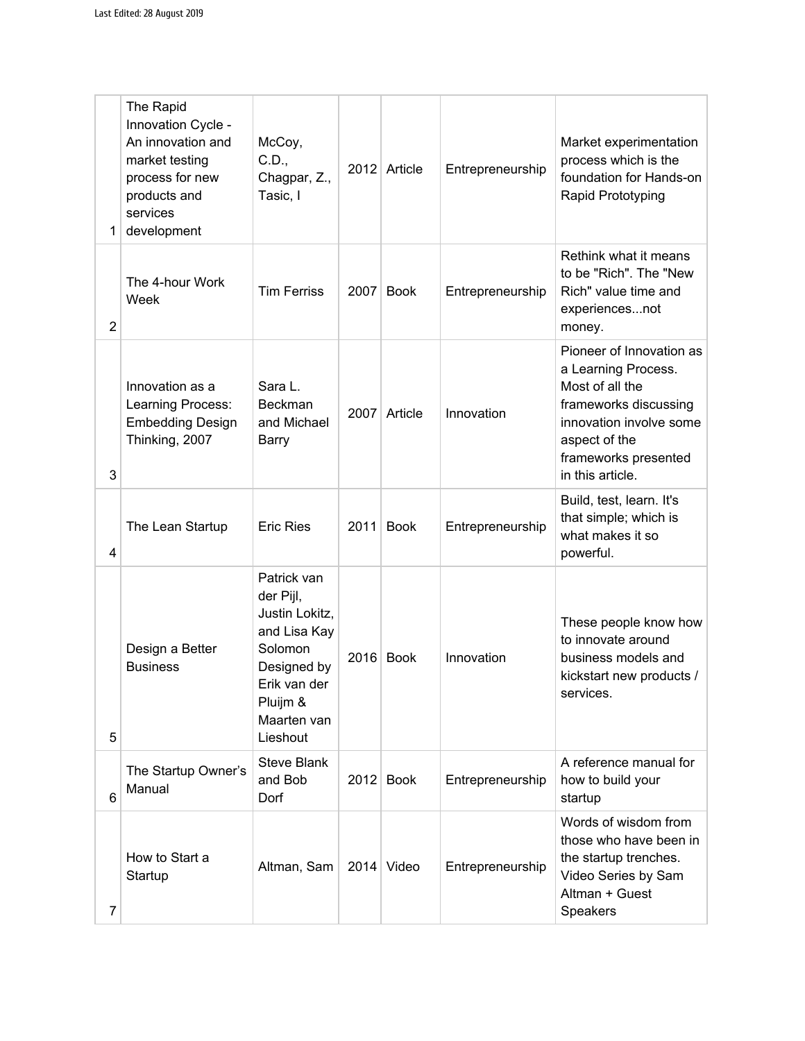| | | | | | | |
|---|---|---|---|---|---|---|
| 1 | The Rapid Innovation Cycle - An innovation and market testing process for new products and services development | McCoy, C.D., Chagpar, Z., Tasic, I | 2012 | Article | Entrepreneurship | Market experimentation process which is the foundation for Hands-on Rapid Prototyping |
| 2 | The 4-hour Work Week | Tim Ferriss | 2007 | Book | Entrepreneurship | Rethink what it means to be "Rich". The "New Rich" value time and experiences...not money. |
| 3 | Innovation as a Learning Process: Embedding Design Thinking, 2007 | Sara L. Beckman and Michael Barry | 2007 | Article | Innovation | Pioneer of Innovation as a Learning Process. Most of all the frameworks discussing innovation involve some aspect of the frameworks presented in this article. |
| 4 | The Lean Startup | Eric Ries | 2011 | Book | Entrepreneurship | Build, test, learn. It's that simple; which is what makes it so powerful. |
| 5 | Design a Better Business | Patrick van der Pijl, Justin Lokitz, and Lisa Kay Solomon Designed by Erik van der Pluijm & Maarten van Lieshout | 2016 | Book | Innovation | These people know how to innovate around business models and kickstart new products / services. |
| 6 | The Startup Owner's Manual | Steve Blank and Bob Dorf | 2012 | Book | Entrepreneurship | A reference manual for how to build your startup |
| 7 | How to Start a Startup | Altman, Sam | 2014 | Video | Entrepreneurship | Words of wisdom from those who have been in the startup trenches. Video Series by Sam Altman + Guest Speakers |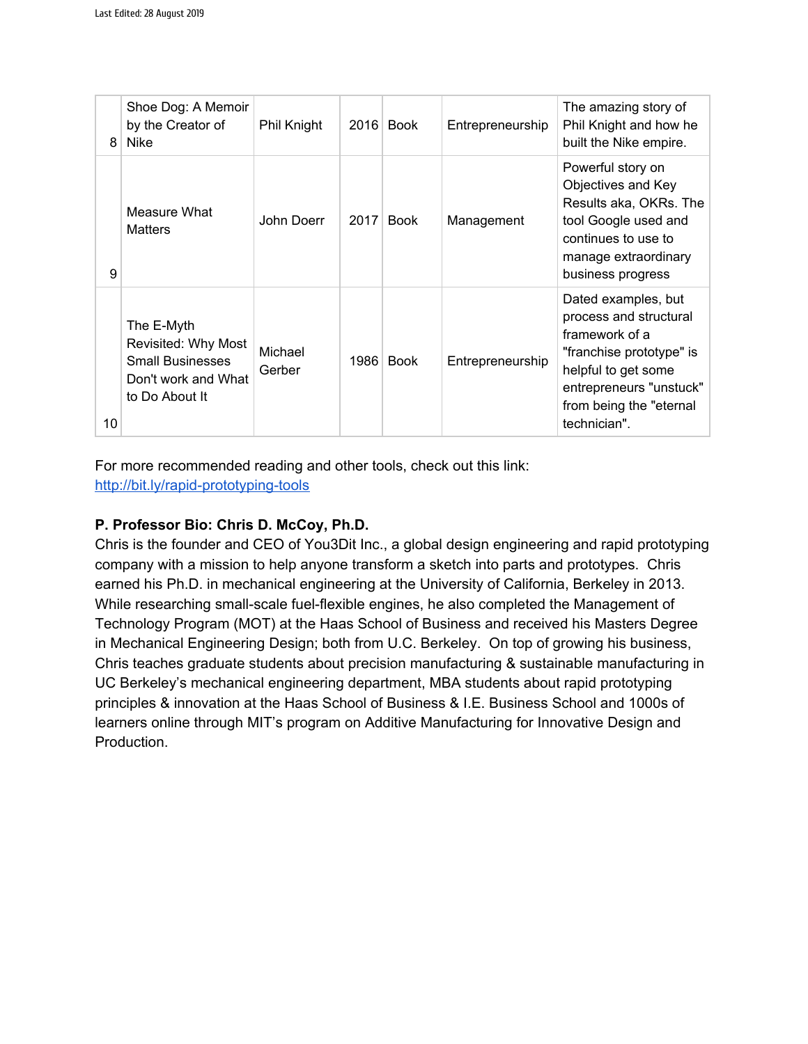| 8 | Shoe Dog: A Memoir by the Creator of Nike | Phil Knight | 2016 | Book | Entrepreneurship | The amazing story of Phil Knight and how he built the Nike empire. |
|---|---|---|---|---|---|---|
| 9 | Measure What Matters | John Doerr | 2017 | Book | Management | Powerful story on Objectives and Key Results aka, OKRs. The tool Google used and continues to use to manage extraordinary business progress |
| 10 | The E-Myth Revisited: Why Most Small Businesses Don't work and What to Do About It | Michael Gerber | 1986 | Book | Entrepreneurship | Dated examples, but process and structural framework of a "franchise prototype" is helpful to get some entrepreneurs "unstuck" from being the "eternal technician". |

For more recommended reading and other tools, check out this link: [http://bit.ly/rapid-prototyping-tools](http://bit.ly/rapid-prototyping-tools)

**P. Professor Bio: Chris D. McCoy, Ph.D.**

Chris is the founder and CEO of You3Dit Inc., a global design engineering and rapid prototyping company with a mission to help anyone transform a sketch into parts and prototypes. Chris earned his Ph.D. in mechanical engineering at the University of California, Berkeley in 2013. While researching small-scale fuel-flexible engines, he also completed the Management of Technology Program (MOT) at the Haas School of Business and received his Masters Degree in Mechanical Engineering Design; both from U.C. Berkeley. On top of growing his business, Chris teaches graduate students about precision manufacturing & sustainable manufacturing in UC Berkeley's mechanical engineering department, MBA students about rapid prototyping principles & innovation at the Haas School of Business & I.E. Business School and 1000s of learners online through MIT's program on Additive Manufacturing for Innovative Design and Production.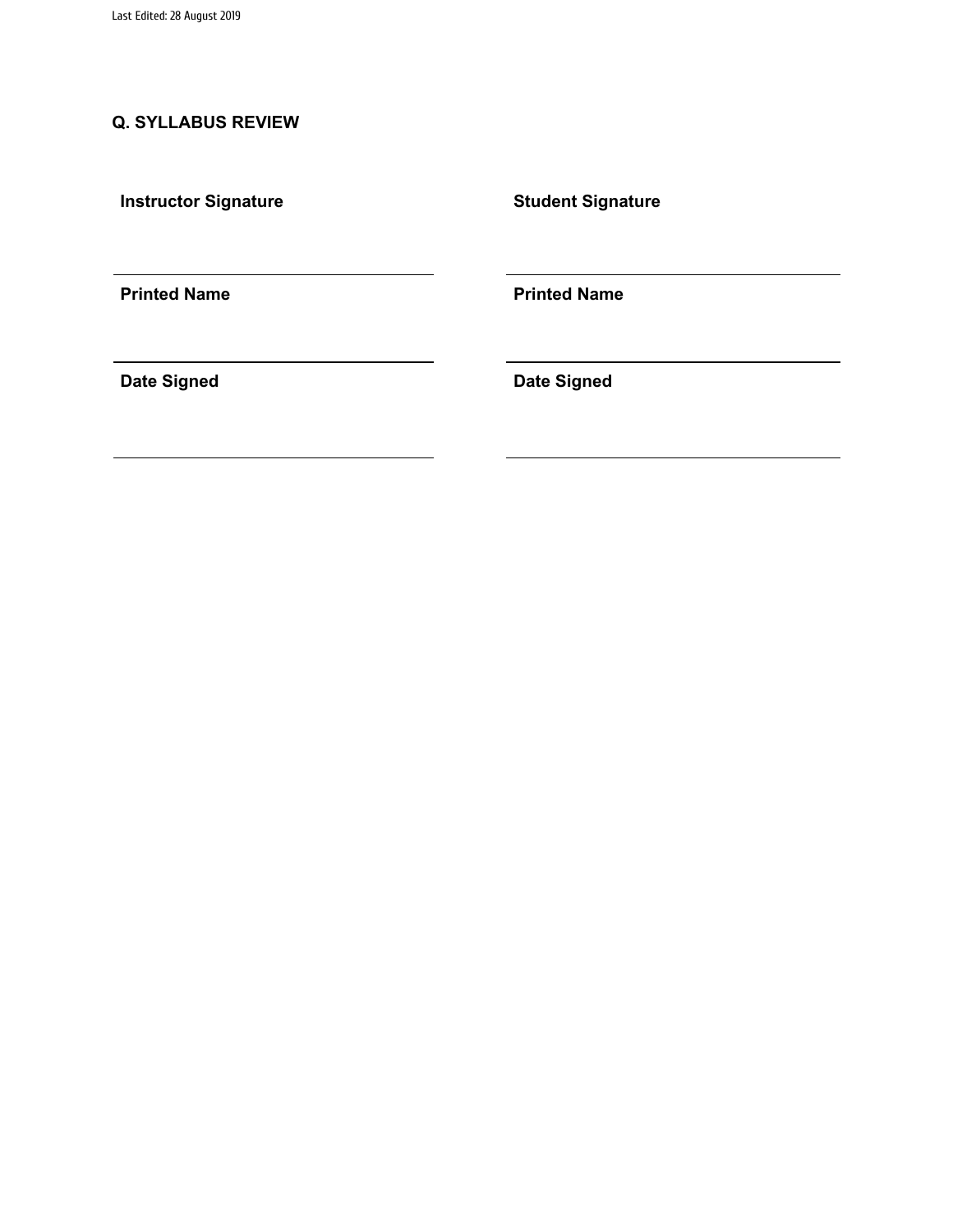## Q. SYLLABUS REVIEW

| Instructor | Student |
| --- | --- |
| **Instructor Signature** | **Student Signature** |
| | |
| **Printed Name** | **Printed Name** |
| | |
| **Date Signed** | **Date Signed** |
| | |